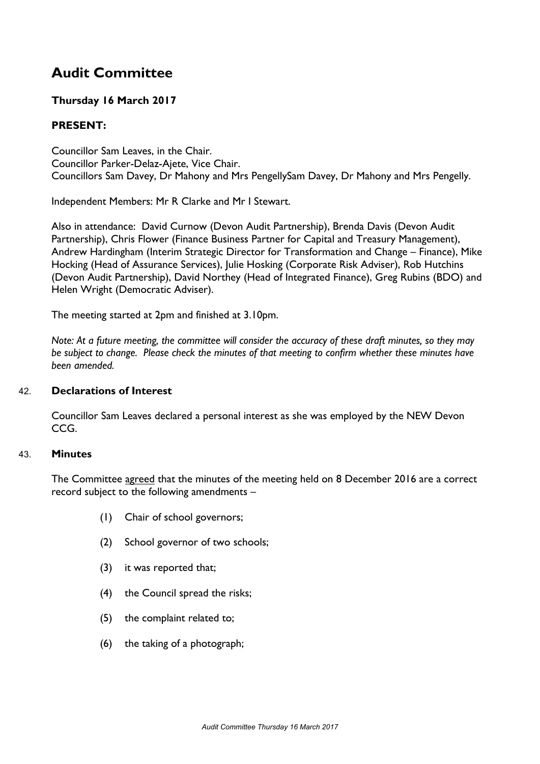# Audit Committee

## Thursday 16 March 2017

## PRESENT:

Councillor Sam Leaves, in the Chair.
Councillor Parker-Delaz-Ajete, Vice Chair.
Councillors Sam Davey, Dr Mahony and Mrs PengellySam Davey, Dr Mahony and Mrs Pengelly.

Independent Members: Mr R Clarke and Mr I Stewart.

Also in attendance: David Curnow (Devon Audit Partnership), Brenda Davis (Devon Audit Partnership), Chris Flower (Finance Business Partner for Capital and Treasury Management), Andrew Hardingham (Interim Strategic Director for Transformation and Change – Finance), Mike Hocking (Head of Assurance Services), Julie Hosking (Corporate Risk Adviser), Rob Hutchins (Devon Audit Partnership), David Northey (Head of Integrated Finance), Greg Rubins (BDO) and Helen Wright (Democratic Adviser).

The meeting started at 2pm and finished at 3.10pm.

*Note: At a future meeting, the committee will consider the accuracy of these draft minutes, so they may be subject to change. Please check the minutes of that meeting to confirm whether these minutes have been amended.*

### 42. Declarations of Interest

Councillor Sam Leaves declared a personal interest as she was employed by the NEW Devon CCG.

### 43. Minutes

The Committee agreed that the minutes of the meeting held on 8 December 2016 are a correct record subject to the following amendments –

(1) Chair of school governors;

(2) School governor of two schools;

(3) it was reported that;

(4) the Council spread the risks;

(5) the complaint related to;

(6) the taking of a photograph;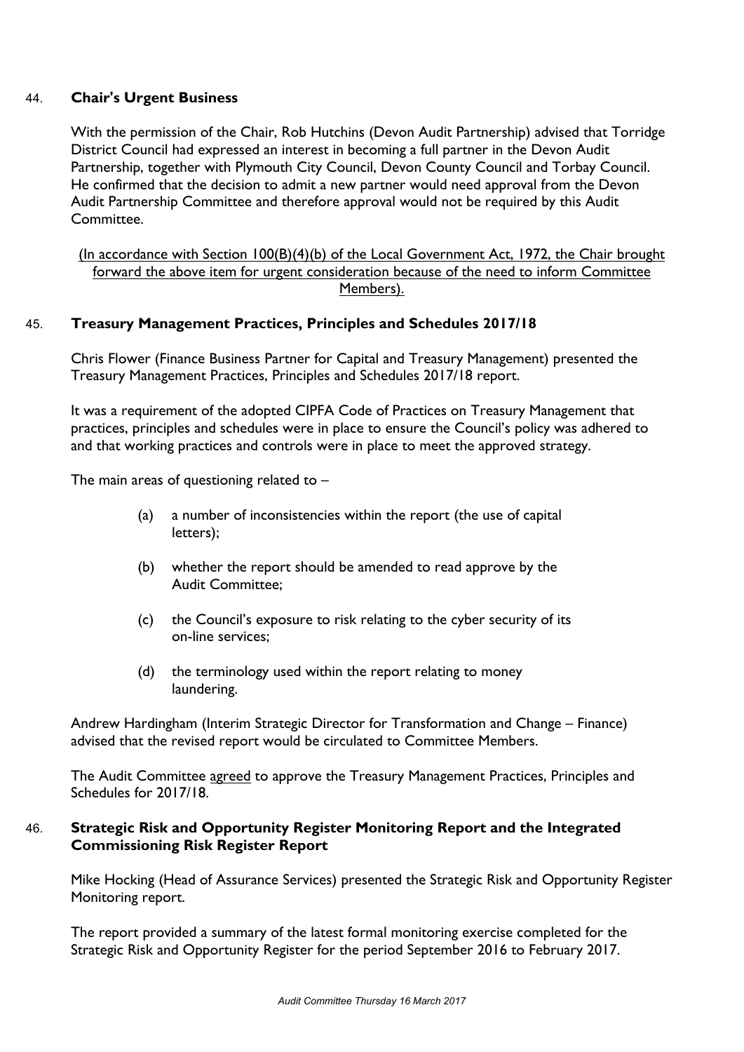## 44. **Chair's Urgent Business**

With the permission of the Chair, Rob Hutchins (Devon Audit Partnership) advised that Torridge District Council had expressed an interest in becoming a full partner in the Devon Audit Partnership, together with Plymouth City Council, Devon County Council and Torbay Council. He confirmed that the decision to admit a new partner would need approval from the Devon Audit Partnership Committee and therefore approval would not be required by this Audit Committee.

<u>(In accordance with Section 100(B)(4)(b) of the Local Government Act, 1972, the Chair brought forward the above item for urgent consideration because of the need to inform Committee Members).</u>

## 45. **Treasury Management Practices, Principles and Schedules 2017/18**

Chris Flower (Finance Business Partner for Capital and Treasury Management) presented the Treasury Management Practices, Principles and Schedules 2017/18 report.

It was a requirement of the adopted CIPFA Code of Practices on Treasury Management that practices, principles and schedules were in place to ensure the Council's policy was adhered to and that working practices and controls were in place to meet the approved strategy.

The main areas of questioning related to –

(a) a number of inconsistencies within the report (the use of capital letters);

(b) whether the report should be amended to read approve by the Audit Committee;

(c) the Council's exposure to risk relating to the cyber security of its on-line services;

(d) the terminology used within the report relating to money laundering.

Andrew Hardingham (Interim Strategic Director for Transformation and Change – Finance) advised that the revised report would be circulated to Committee Members.

The Audit Committee <u>agreed</u> to approve the Treasury Management Practices, Principles and Schedules for 2017/18.

## 46. **Strategic Risk and Opportunity Register Monitoring Report and the Integrated Commissioning Risk Register Report**

Mike Hocking (Head of Assurance Services) presented the Strategic Risk and Opportunity Register Monitoring report.

The report provided a summary of the latest formal monitoring exercise completed for the Strategic Risk and Opportunity Register for the period September 2016 to February 2017.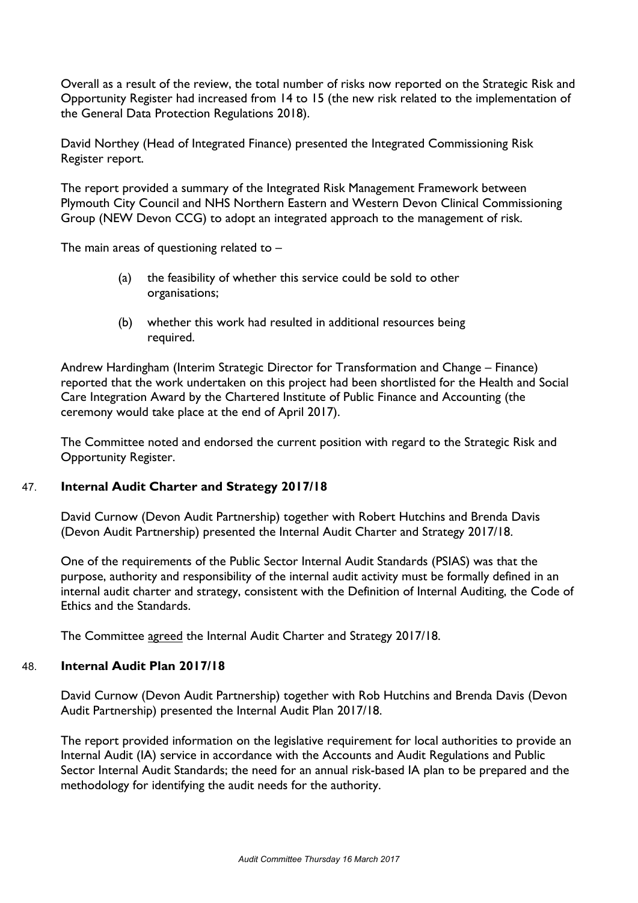Overall as a result of the review, the total number of risks now reported on the Strategic Risk and Opportunity Register had increased from 14 to 15 (the new risk related to the implementation of the General Data Protection Regulations 2018).

David Northey (Head of Integrated Finance) presented the Integrated Commissioning Risk Register report.

The report provided a summary of the Integrated Risk Management Framework between Plymouth City Council and NHS Northern Eastern and Western Devon Clinical Commissioning Group (NEW Devon CCG) to adopt an integrated approach to the management of risk.

The main areas of questioning related to –

(a) the feasibility of whether this service could be sold to other organisations;

(b) whether this work had resulted in additional resources being required.

Andrew Hardingham (Interim Strategic Director for Transformation and Change – Finance) reported that the work undertaken on this project had been shortlisted for the Health and Social Care Integration Award by the Chartered Institute of Public Finance and Accounting (the ceremony would take place at the end of April 2017).

The Committee noted and endorsed the current position with regard to the Strategic Risk and Opportunity Register.

## 47. Internal Audit Charter and Strategy 2017/18

David Curnow (Devon Audit Partnership) together with Robert Hutchins and Brenda Davis (Devon Audit Partnership) presented the Internal Audit Charter and Strategy 2017/18.

One of the requirements of the Public Sector Internal Audit Standards (PSIAS) was that the purpose, authority and responsibility of the internal audit activity must be formally defined in an internal audit charter and strategy, consistent with the Definition of Internal Auditing, the Code of Ethics and the Standards.

The Committee agreed the Internal Audit Charter and Strategy 2017/18.

## 48. Internal Audit Plan 2017/18

David Curnow (Devon Audit Partnership) together with Rob Hutchins and Brenda Davis (Devon Audit Partnership) presented the Internal Audit Plan 2017/18.

The report provided information on the legislative requirement for local authorities to provide an Internal Audit (IA) service in accordance with the Accounts and Audit Regulations and Public Sector Internal Audit Standards; the need for an annual risk-based IA plan to be prepared and the methodology for identifying the audit needs for the authority.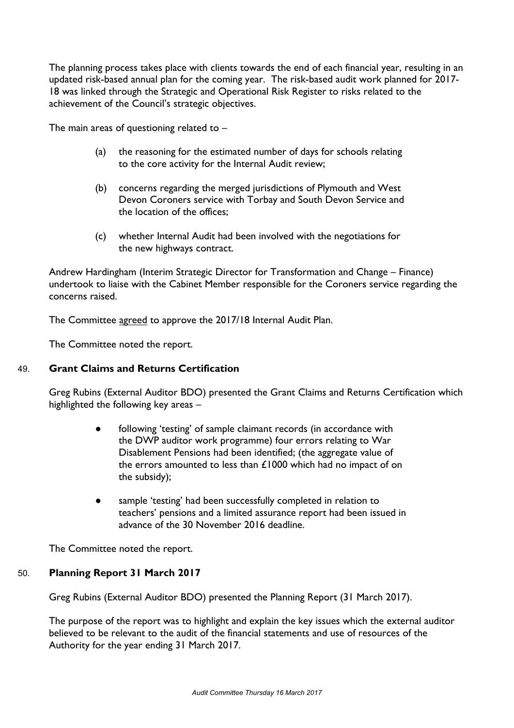The planning process takes place with clients towards the end of each financial year, resulting in an updated risk-based annual plan for the coming year. The risk-based audit work planned for 2017-18 was linked through the Strategic and Operational Risk Register to risks related to the achievement of the Council's strategic objectives.

The main areas of questioning related to –

(a) the reasoning for the estimated number of days for schools relating to the core activity for the Internal Audit review;

(b) concerns regarding the merged jurisdictions of Plymouth and West Devon Coroners service with Torbay and South Devon Service and the location of the offices;

(c) whether Internal Audit had been involved with the negotiations for the new highways contract.

Andrew Hardingham (Interim Strategic Director for Transformation and Change – Finance) undertook to liaise with the Cabinet Member responsible for the Coroners service regarding the concerns raised.

The Committee agreed to approve the 2017/18 Internal Audit Plan.

The Committee noted the report.

## 49. **Grant Claims and Returns Certification**

Greg Rubins (External Auditor BDO) presented the Grant Claims and Returns Certification which highlighted the following key areas –

- following 'testing' of sample claimant records (in accordance with the DWP auditor work programme) four errors relating to War Disablement Pensions had been identified; (the aggregate value of the errors amounted to less than £1000 which had no impact of on the subsidy);
- sample 'testing' had been successfully completed in relation to teachers' pensions and a limited assurance report had been issued in advance of the 30 November 2016 deadline.

The Committee noted the report.

## 50. **Planning Report 31 March 2017**

Greg Rubins (External Auditor BDO) presented the Planning Report (31 March 2017).

The purpose of the report was to highlight and explain the key issues which the external auditor believed to be relevant to the audit of the financial statements and use of resources of the Authority for the year ending 31 March 2017.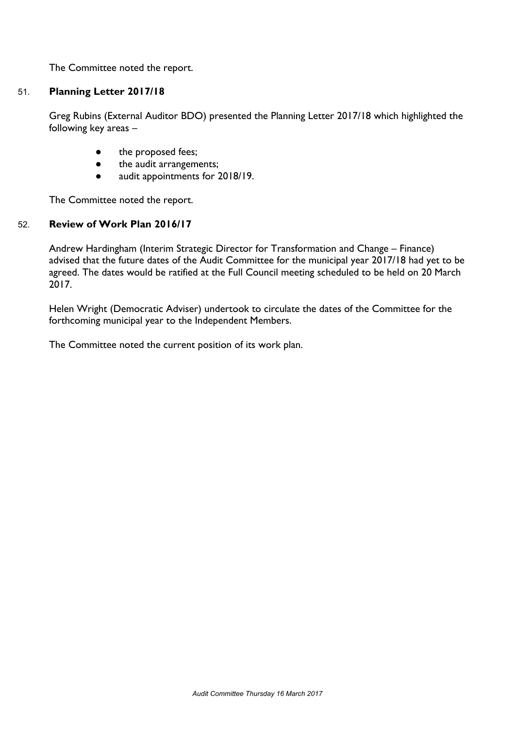The Committee noted the report.

51. **Planning Letter 2017/18**

Greg Rubins (External Auditor BDO) presented the Planning Letter 2017/18 which highlighted the following key areas –

- the proposed fees;
- the audit arrangements;
- audit appointments for 2018/19.

The Committee noted the report.

52. **Review of Work Plan 2016/17**

Andrew Hardingham (Interim Strategic Director for Transformation and Change – Finance) advised that the future dates of the Audit Committee for the municipal year 2017/18 had yet to be agreed. The dates would be ratified at the Full Council meeting scheduled to be held on 20 March 2017.

Helen Wright (Democratic Adviser) undertook to circulate the dates of the Committee for the forthcoming municipal year to the Independent Members.

The Committee noted the current position of its work plan.